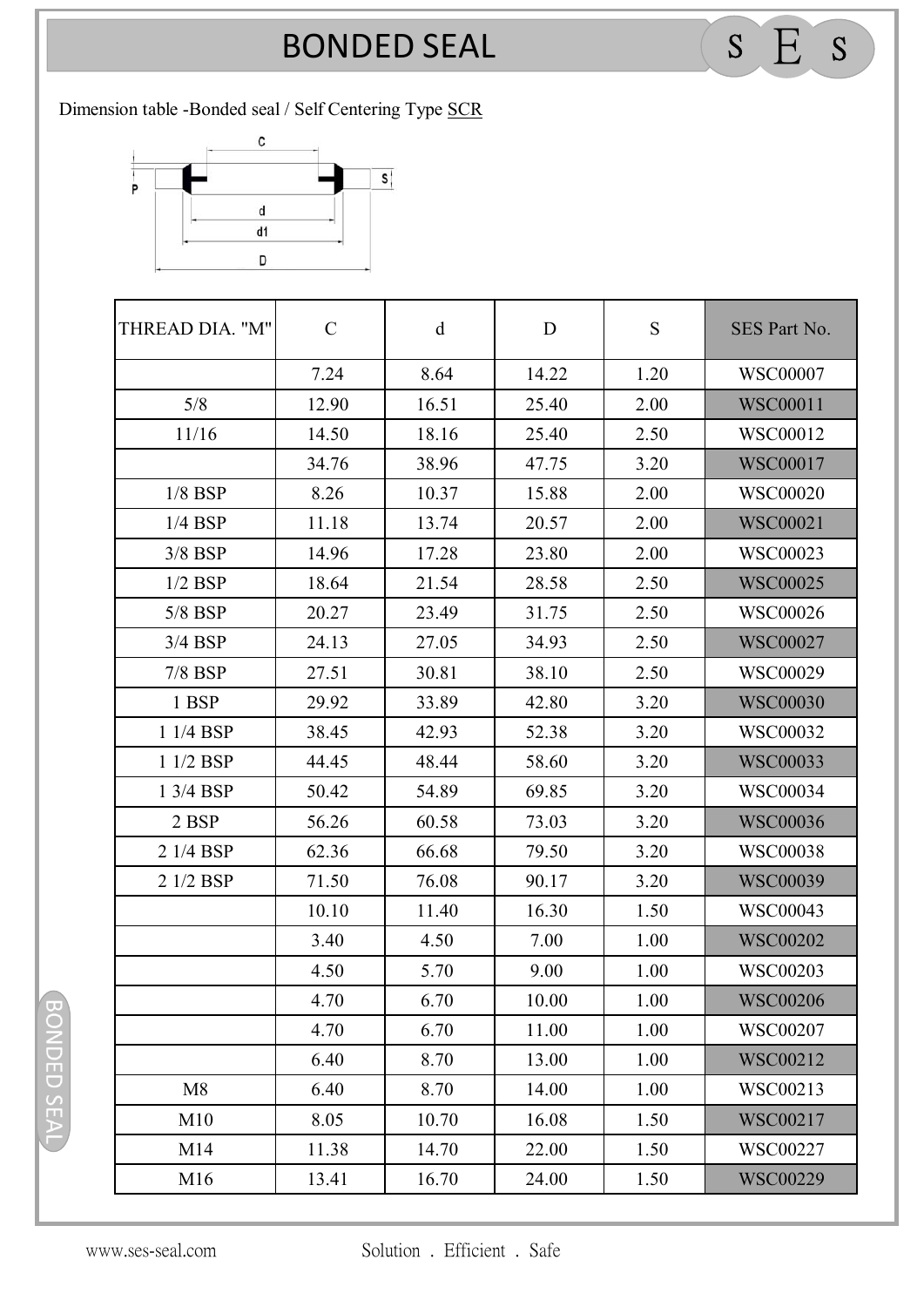# BONDED SEAL

Dimension table -Bonded seal / Self Centering Type SCR

| THREAD DIA. "M" | C | d | D | S | SES Part No. |
|---|---|---|---|---|---|
| | 7.24 | 8.64 | 14.22 | 1.20 | WSC00007 |
| 5/8 | 12.90 | 16.51 | 25.40 | 2.00 | WSC00011 |
| 11/16 | 14.50 | 18.16 | 25.40 | 2.50 | WSC00012 |
| | 34.76 | 38.96 | 47.75 | 3.20 | WSC00017 |
| 1/8 BSP | 8.26 | 10.37 | 15.88 | 2.00 | WSC00020 |
| 1/4 BSP | 11.18 | 13.74 | 20.57 | 2.00 | WSC00021 |
| 3/8 BSP | 14.96 | 17.28 | 23.80 | 2.00 | WSC00023 |
| 1/2 BSP | 18.64 | 21.54 | 28.58 | 2.50 | WSC00025 |
| 5/8 BSP | 20.27 | 23.49 | 31.75 | 2.50 | WSC00026 |
| 3/4 BSP | 24.13 | 27.05 | 34.93 | 2.50 | WSC00027 |
| 7/8 BSP | 27.51 | 30.81 | 38.10 | 2.50 | WSC00029 |
| 1 BSP | 29.92 | 33.89 | 42.80 | 3.20 | WSC00030 |
| 1 1/4 BSP | 38.45 | 42.93 | 52.38 | 3.20 | WSC00032 |
| 1 1/2 BSP | 44.45 | 48.44 | 58.60 | 3.20 | WSC00033 |
| 1 3/4 BSP | 50.42 | 54.89 | 69.85 | 3.20 | WSC00034 |
| 2 BSP | 56.26 | 60.58 | 73.03 | 3.20 | WSC00036 |
| 2 1/4 BSP | 62.36 | 66.68 | 79.50 | 3.20 | WSC00038 |
| 2 1/2 BSP | 71.50 | 76.08 | 90.17 | 3.20 | WSC00039 |
| | 10.10 | 11.40 | 16.30 | 1.50 | WSC00043 |
| | 3.40 | 4.50 | 7.00 | 1.00 | WSC00202 |
| | 4.50 | 5.70 | 9.00 | 1.00 | WSC00203 |
| | 4.70 | 6.70 | 10.00 | 1.00 | WSC00206 |
| | 4.70 | 6.70 | 11.00 | 1.00 | WSC00207 |
| | 6.40 | 8.70 | 13.00 | 1.00 | WSC00212 |
| M8 | 6.40 | 8.70 | 14.00 | 1.00 | WSC00213 |
| M10 | 8.05 | 10.70 | 16.08 | 1.50 | WSC00217 |
| M14 | 11.38 | 14.70 | 22.00 | 1.50 | WSC00227 |
| M16 | 13.41 | 16.70 | 24.00 | 1.50 | WSC00229 |

www.ses-seal.com Solution . Efficient . Safe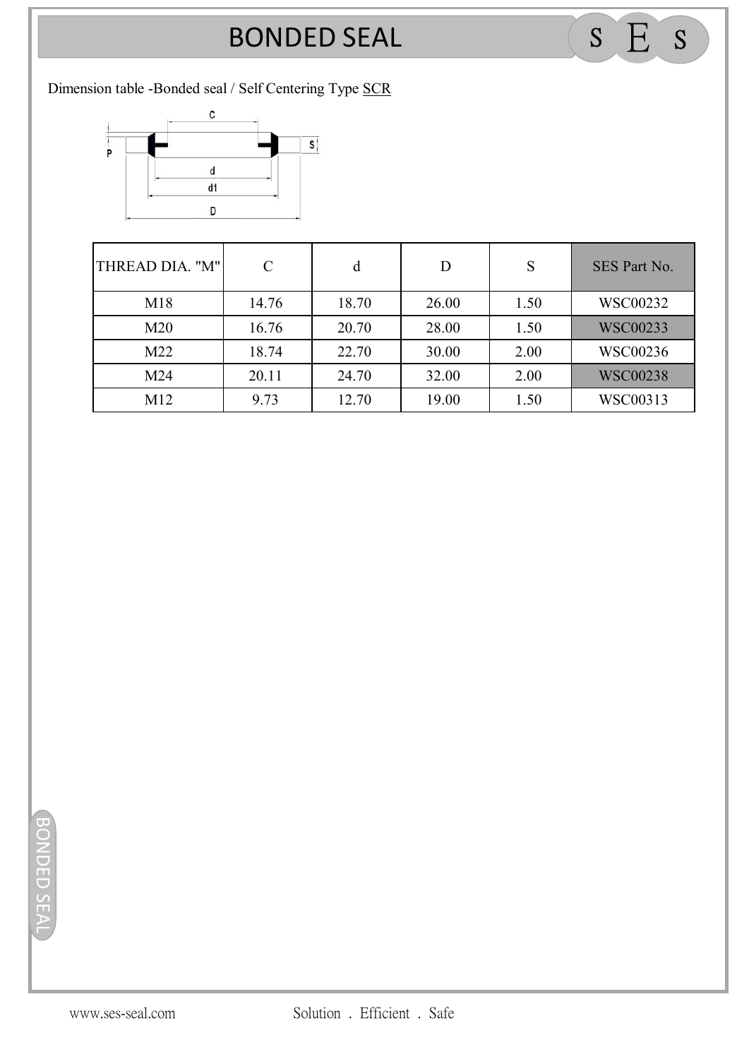# BONDED SEAL

Dimension table -Bonded seal / Self Centering Type SCR

C

P

S

d

d1

D

| THREAD DIA. "M" | C | d | D | S | SES Part No. |
|---|---|---|---|---|---|
| M18 | 14.76 | 18.70 | 26.00 | 1.50 | WSC00232 |
| M20 | 16.76 | 20.70 | 28.00 | 1.50 | WSC00233 |
| M22 | 18.74 | 22.70 | 30.00 | 2.00 | WSC00236 |
| M24 | 20.11 | 24.70 | 32.00 | 2.00 | WSC00238 |
| M12 | 9.73 | 12.70 | 19.00 | 1.50 | WSC00313 |